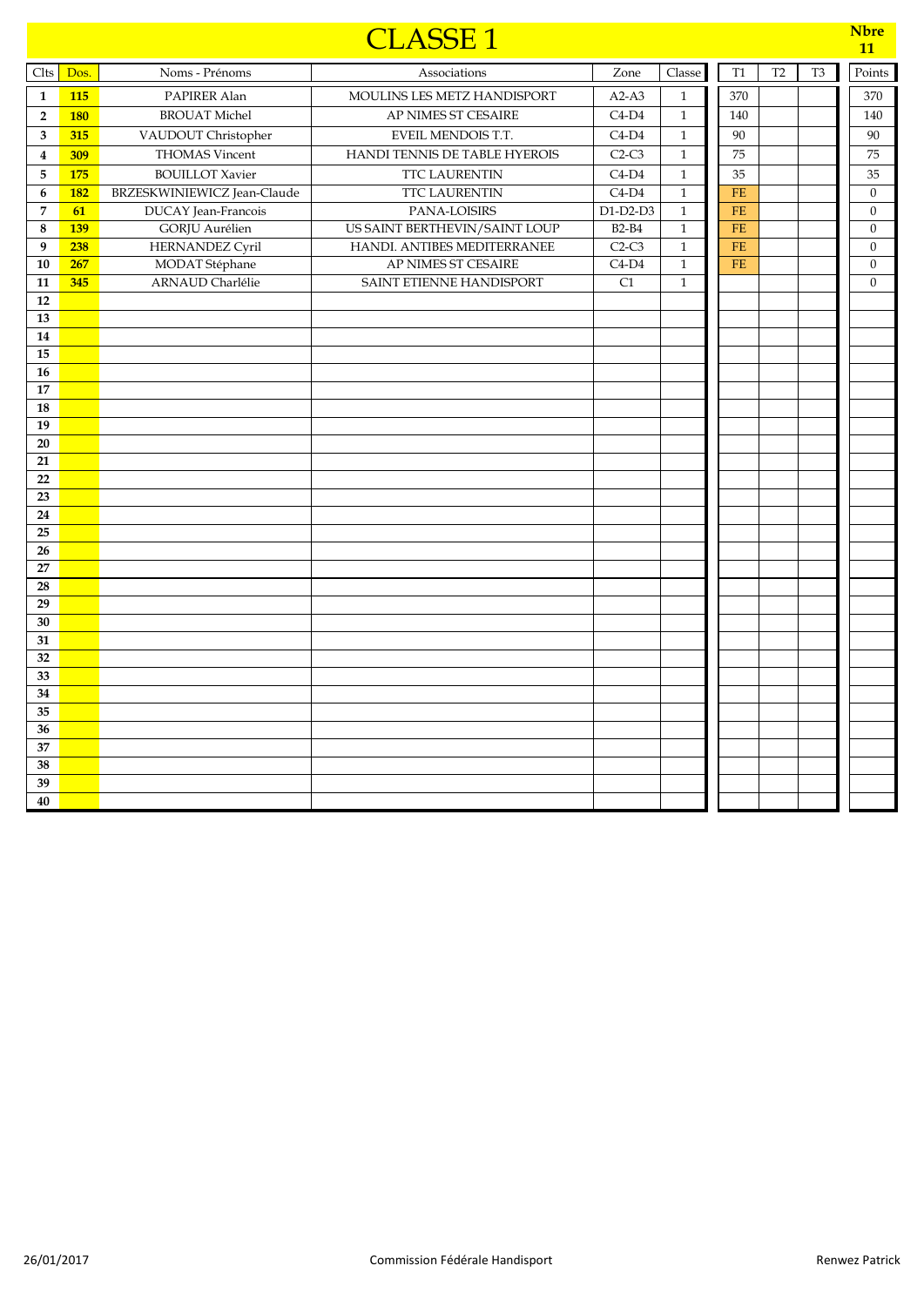# CLASSE 1

**Nbre**
**11**

| Clts | Dos. | Noms - Prénoms | Associations | Zone | Classe | T1 | T2 | T3 | Points |
|---|---|---|---|---|---|---|---|---|---|
| **1** | **115** | PAPIRER Alan | MOULINS LES METZ HANDISPORT | A2-A3 | 1 | 370 | | | 370 |
| **2** | **180** | BROUAT Michel | AP NIMES ST CESAIRE | C4-D4 | 1 | 140 | | | 140 |
| **3** | **315** | VAUDOUT Christopher | EVEIL MENDOIS T.T. | C4-D4 | 1 | 90 | | | 90 |
| **4** | **309** | THOMAS Vincent | HANDI TENNIS DE TABLE HYEROIS | C2-C3 | 1 | 75 | | | 75 |
| **5** | **175** | BOUILLOT Xavier | TTC LAURENTIN | C4-D4 | 1 | 35 | | | 35 |
| **6** | **182** | BRZESKWINIEWICZ Jean-Claude | TTC LAURENTIN | C4-D4 | 1 | FE | | | 0 |
| **7** | **61** | DUCAY Jean-Francois | PANA-LOISIRS | D1-D2-D3 | 1 | FE | | | 0 |
| **8** | **139** | GORJU Aurélien | US SAINT BERTHEVIN/SAINT LOUP | B2-B4 | 1 | FE | | | 0 |
| **9** | **238** | HERNANDEZ Cyril | HANDI. ANTIBES MEDITERRANEE | C2-C3 | 1 | FE | | | 0 |
| **10** | **267** | MODAT Stéphane | AP NIMES ST CESAIRE | C4-D4 | 1 | FE | | | 0 |
| **11** | **345** | ARNAUD Charlélie | SAINT ETIENNE HANDISPORT | C1 | 1 | | | | 0 |
| **12** | | | | | | | | | |
| **13** | | | | | | | | | |
| **14** | | | | | | | | | |
| **15** | | | | | | | | | |
| **16** | | | | | | | | | |
| **17** | | | | | | | | | |
| **18** | | | | | | | | | |
| **19** | | | | | | | | | |
| **20** | | | | | | | | | |
| **21** | | | | | | | | | |
| **22** | | | | | | | | | |
| **23** | | | | | | | | | |
| **24** | | | | | | | | | |
| **25** | | | | | | | | | |
| **26** | | | | | | | | | |
| **27** | | | | | | | | | |
| **28** | | | | | | | | | |
| **29** | | | | | | | | | |
| **30** | | | | | | | | | |
| **31** | | | | | | | | | |
| **32** | | | | | | | | | |
| **33** | | | | | | | | | |
| **34** | | | | | | | | | |
| **35** | | | | | | | | | |
| **36** | | | | | | | | | |
| **37** | | | | | | | | | |
| **38** | | | | | | | | | |
| **39** | | | | | | | | | |
| **40** | | | | | | | | | |

26/01/2017 Commission Fédérale Handisport Renwez Patrick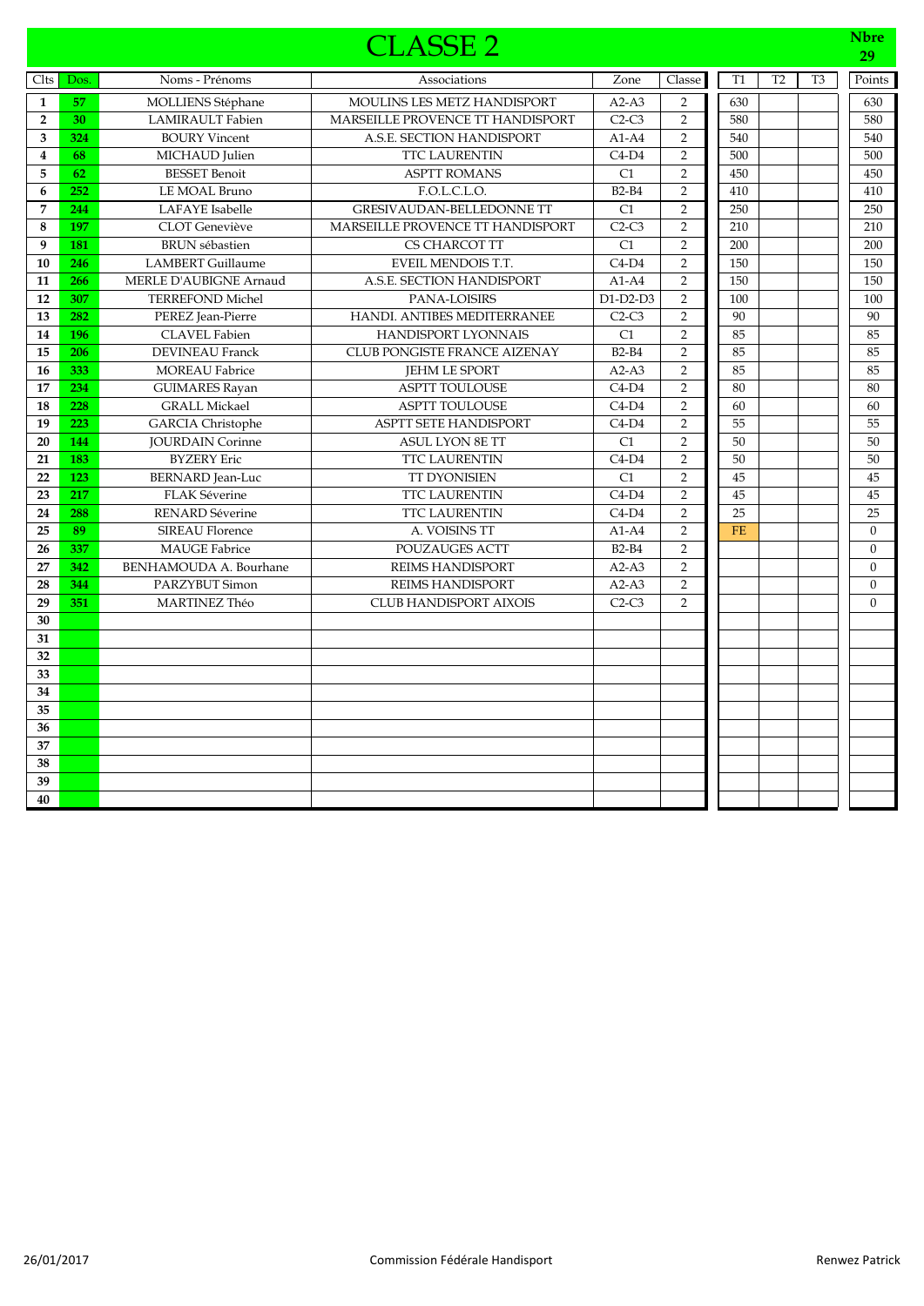# CLASSE 2

**Nbre 29**

| Clts | Dos. | Noms - Prénoms | Associations | Zone | Classe | T1 | T2 | T3 | Points |
|---|---|---|---|---|---|---|---|---|---|
| 1 | 57 | MOLLIENS Stéphane | MOULINS LES METZ HANDISPORT | A2-A3 | 2 | 630 | | | 630 |
| 2 | 30 | LAMIRAULT Fabien | MARSEILLE PROVENCE TT HANDISPORT | C2-C3 | 2 | 580 | | | 580 |
| 3 | 324 | BOURY Vincent | A.S.E. SECTION HANDISPORT | A1-A4 | 2 | 540 | | | 540 |
| 4 | 68 | MICHAUD Julien | TTC LAURENTIN | C4-D4 | 2 | 500 | | | 500 |
| 5 | 62 | BESSET Benoit | ASPTT ROMANS | C1 | 2 | 450 | | | 450 |
| 6 | 252 | LE MOAL Bruno | F.O.L.C.L.O. | B2-B4 | 2 | 410 | | | 410 |
| 7 | 244 | LAFAYE Isabelle | GRESIVAUDAN-BELLEDONNE TT | C1 | 2 | 250 | | | 250 |
| 8 | 197 | CLOT Geneviève | MARSEILLE PROVENCE TT HANDISPORT | C2-C3 | 2 | 210 | | | 210 |
| 9 | 181 | BRUN sébastien | CS CHARCOT TT | C1 | 2 | 200 | | | 200 |
| 10 | 246 | LAMBERT Guillaume | EVEIL MENDOIS T.T. | C4-D4 | 2 | 150 | | | 150 |
| 11 | 266 | MERLE D'AUBIGNE Arnaud | A.S.E. SECTION HANDISPORT | A1-A4 | 2 | 150 | | | 150 |
| 12 | 307 | TERREFOND Michel | PANA-LOISIRS | D1-D2-D3 | 2 | 100 | | | 100 |
| 13 | 282 | PEREZ Jean-Pierre | HANDI. ANTIBES MEDITERRANEE | C2-C3 | 2 | 90 | | | 90 |
| 14 | 196 | CLAVEL Fabien | HANDISPORT LYONNAIS | C1 | 2 | 85 | | | 85 |
| 15 | 206 | DEVINEAU Franck | CLUB PONGISTE FRANCE AIZENAY | B2-B4 | 2 | 85 | | | 85 |
| 16 | 333 | MOREAU Fabrice | JEHM LE SPORT | A2-A3 | 2 | 85 | | | 85 |
| 17 | 234 | GUIMARES Rayan | ASPTT TOULOUSE | C4-D4 | 2 | 80 | | | 80 |
| 18 | 228 | GRALL Mickael | ASPTT TOULOUSE | C4-D4 | 2 | 60 | | | 60 |
| 19 | 223 | GARCIA Christophe | ASPTT SETE HANDISPORT | C4-D4 | 2 | 55 | | | 55 |
| 20 | 144 | JOURDAIN Corinne | ASUL LYON 8E TT | C1 | 2 | 50 | | | 50 |
| 21 | 183 | BYZERY Eric | TTC LAURENTIN | C4-D4 | 2 | 50 | | | 50 |
| 22 | 123 | BERNARD Jean-Luc | TT DYONISIEN | C1 | 2 | 45 | | | 45 |
| 23 | 217 | FLAK Séverine | TTC LAURENTIN | C4-D4 | 2 | 45 | | | 45 |
| 24 | 288 | RENARD Séverine | TTC LAURENTIN | C4-D4 | 2 | 25 | | | 25 |
| 25 | 89 | SIREAU Florence | A. VOISINS TT | A1-A4 | 2 | FE | | | 0 |
| 26 | 337 | MAUGE Fabrice | POUZAUGES ACTT | B2-B4 | 2 | | | | 0 |
| 27 | 342 | BENHAMOUDA A. Bourhane | REIMS HANDISPORT | A2-A3 | 2 | | | | 0 |
| 28 | 344 | PARZYBUT Simon | REIMS HANDISPORT | A2-A3 | 2 | | | | 0 |
| 29 | 351 | MARTINEZ Théo | CLUB HANDISPORT AIXOIS | C2-C3 | 2 | | | | 0 |
| 30 | | | | | | | | | |
| 31 | | | | | | | | | |
| 32 | | | | | | | | | |
| 33 | | | | | | | | | |
| 34 | | | | | | | | | |
| 35 | | | | | | | | | |
| 36 | | | | | | | | | |
| 37 | | | | | | | | | |
| 38 | | | | | | | | | |
| 39 | | | | | | | | | |
| 40 | | | | | | | | | |

26/01/2017 Commission Fédérale Handisport Renwez Patrick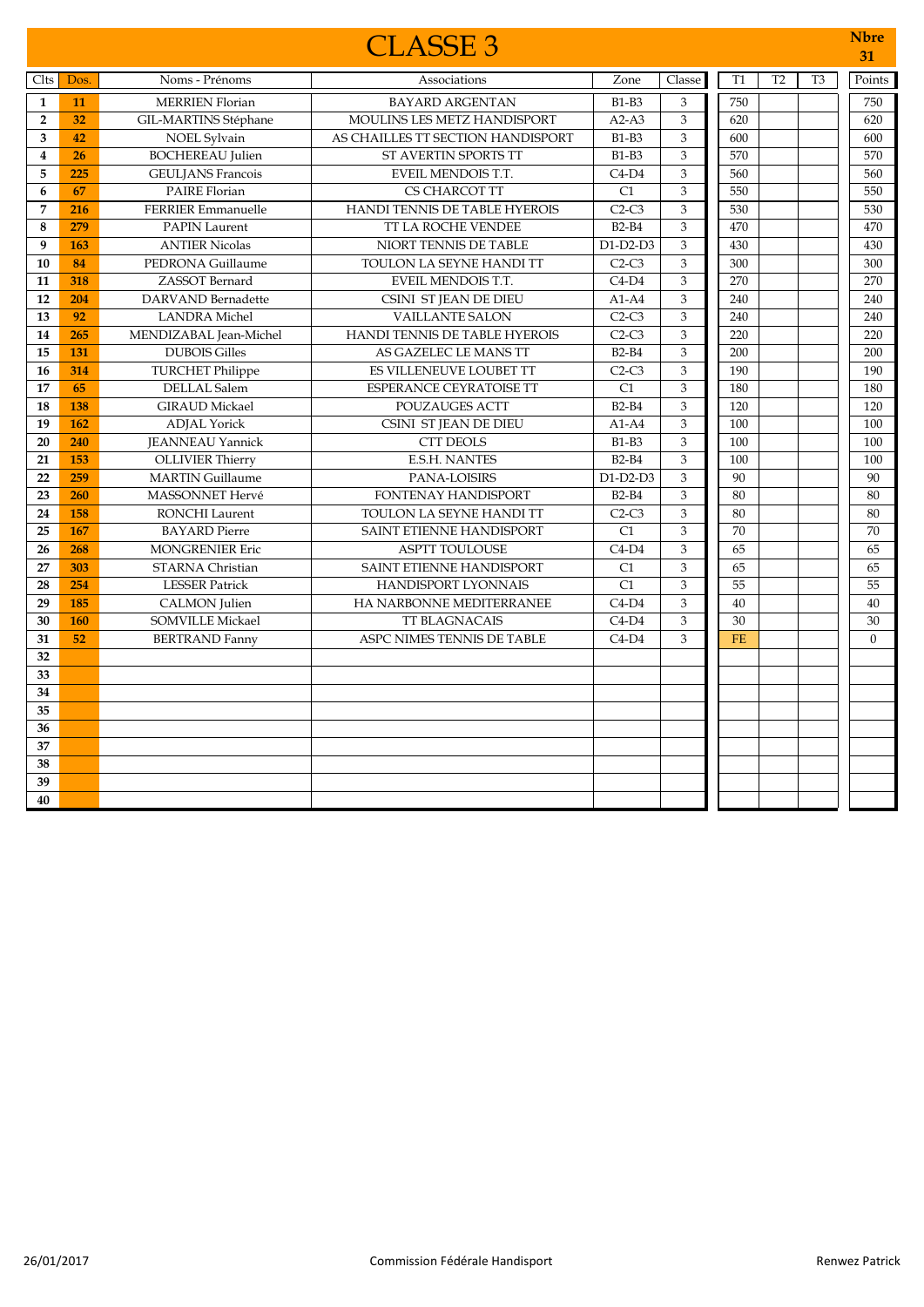# CLASSE 3

**Nbre 31**

| Clts | Dos. | Noms - Prénoms | Associations | Zone | Classe | T1 | T2 | T3 | Points |
|---|---|---|---|---|---|---|---|---|---|
| 1 | 11 | MERRIEN Florian | BAYARD ARGENTAN | B1-B3 | 3 | 750 | | | 750 |
| 2 | 32 | GIL-MARTINS Stéphane | MOULINS LES METZ HANDISPORT | A2-A3 | 3 | 620 | | | 620 |
| 3 | 42 | NOEL Sylvain | AS CHAILLES TT SECTION HANDISPORT | B1-B3 | 3 | 600 | | | 600 |
| 4 | 26 | BOCHEREAU Julien | ST AVERTIN SPORTS TT | B1-B3 | 3 | 570 | | | 570 |
| 5 | 225 | GEULJANS Francois | EVEIL MENDOIS T.T. | C4-D4 | 3 | 560 | | | 560 |
| 6 | 67 | PAIRE Florian | CS CHARCOT TT | C1 | 3 | 550 | | | 550 |
| 7 | 216 | FERRIER Emmanuelle | HANDI TENNIS DE TABLE HYEROIS | C2-C3 | 3 | 530 | | | 530 |
| 8 | 279 | PAPIN Laurent | TT LA ROCHE VENDEE | B2-B4 | 3 | 470 | | | 470 |
| 9 | 163 | ANTIER Nicolas | NIORT TENNIS DE TABLE | D1-D2-D3 | 3 | 430 | | | 430 |
| 10 | 84 | PEDRONA Guillaume | TOULON LA SEYNE HANDI TT | C2-C3 | 3 | 300 | | | 300 |
| 11 | 318 | ZASSOT Bernard | EVEIL MENDOIS T.T. | C4-D4 | 3 | 270 | | | 270 |
| 12 | 204 | DARVAND Bernadette | CSINI ST JEAN DE DIEU | A1-A4 | 3 | 240 | | | 240 |
| 13 | 92 | LANDRA Michel | VAILLANTE SALON | C2-C3 | 3 | 240 | | | 240 |
| 14 | 265 | MENDIZABAL Jean-Michel | HANDI TENNIS DE TABLE HYEROIS | C2-C3 | 3 | 220 | | | 220 |
| 15 | 131 | DUBOIS Gilles | AS GAZELEC LE MANS TT | B2-B4 | 3 | 200 | | | 200 |
| 16 | 314 | TURCHET Philippe | ES VILLENEUVE LOUBET TT | C2-C3 | 3 | 190 | | | 190 |
| 17 | 65 | DELLAL Salem | ESPERANCE CEYRATOISE TT | C1 | 3 | 180 | | | 180 |
| 18 | 138 | GIRAUD Mickael | POUZAUGES ACTT | B2-B4 | 3 | 120 | | | 120 |
| 19 | 162 | ADJAL Yorick | CSINI ST JEAN DE DIEU | A1-A4 | 3 | 100 | | | 100 |
| 20 | 240 | JEANNEAU Yannick | CTT DEOLS | B1-B3 | 3 | 100 | | | 100 |
| 21 | 153 | OLLIVIER Thierry | E.S.H. NANTES | B2-B4 | 3 | 100 | | | 100 |
| 22 | 259 | MARTIN Guillaume | PANA-LOISIRS | D1-D2-D3 | 3 | 90 | | | 90 |
| 23 | 260 | MASSONNET Hervé | FONTENAY HANDISPORT | B2-B4 | 3 | 80 | | | 80 |
| 24 | 158 | RONCHI Laurent | TOULON LA SEYNE HANDI TT | C2-C3 | 3 | 80 | | | 80 |
| 25 | 167 | BAYARD Pierre | SAINT ETIENNE HANDISPORT | C1 | 3 | 70 | | | 70 |
| 26 | 268 | MONGRENIER Eric | ASPTT TOULOUSE | C4-D4 | 3 | 65 | | | 65 |
| 27 | 303 | STARNA Christian | SAINT ETIENNE HANDISPORT | C1 | 3 | 65 | | | 65 |
| 28 | 254 | LESSER Patrick | HANDISPORT LYONNAIS | C1 | 3 | 55 | | | 55 |
| 29 | 185 | CALMON Julien | HA NARBONNE MEDITERRANEE | C4-D4 | 3 | 40 | | | 40 |
| 30 | 160 | SOMVILLE Mickael | TT BLAGNACAIS | C4-D4 | 3 | 30 | | | 30 |
| 31 | 52 | BERTRAND Fanny | ASPC NIMES TENNIS DE TABLE | C4-D4 | 3 | FE | | | 0 |
| 32 | | | | | | | | | |
| 33 | | | | | | | | | |
| 34 | | | | | | | | | |
| 35 | | | | | | | | | |
| 36 | | | | | | | | | |
| 37 | | | | | | | | | |
| 38 | | | | | | | | | |
| 39 | | | | | | | | | |
| 40 | | | | | | | | | |

26/01/2017 Commission Fédérale Handisport Renwez Patrick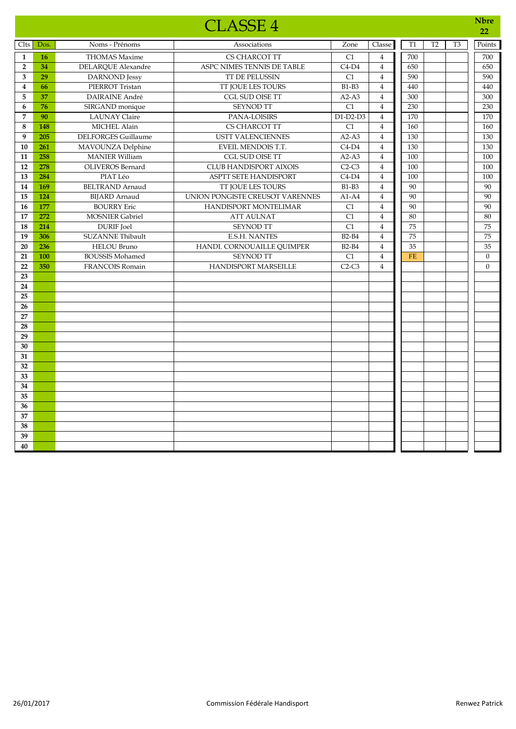# CLASSE 4

**Nbre 22**

| Clts | Dos. | Noms - Prénoms | Associations | Zone | Classe | T1 | T2 | T3 | Points |
|---|---|---|---|---|---|---|---|---|---|
| 1 | 16 | THOMAS Maxime | CS CHARCOT TT | C1 | 4 | 700 | | | 700 |
| 2 | 34 | DELARQUE Alexandre | ASPC NIMES TENNIS DE TABLE | C4-D4 | 4 | 650 | | | 650 |
| 3 | 29 | DARNOND Jessy | TT DE PELUSSIN | C1 | 4 | 590 | | | 590 |
| 4 | 66 | PIERROT Tristan | TT JOUE LES TOURS | B1-B3 | 4 | 440 | | | 440 |
| 5 | 37 | DAIRAINE André | CGL SUD OISE TT | A2-A3 | 4 | 300 | | | 300 |
| 6 | 76 | SIRGAND monique | SEYNOD TT | C1 | 4 | 230 | | | 230 |
| 7 | 90 | LAUNAY Claire | PANA-LOISIRS | D1-D2-D3 | 4 | 170 | | | 170 |
| 8 | 148 | MICHEL Alain | CS CHARCOT TT | C1 | 4 | 160 | | | 160 |
| 9 | 205 | DELFORGES Guillaume | USTT VALENCIENNES | A2-A3 | 4 | 130 | | | 130 |
| 10 | 261 | MAVOUNZA Delphine | EVEIL MENDOIS T.T. | C4-D4 | 4 | 130 | | | 130 |
| 11 | 258 | MANIER William | CGL SUD OISE TT | A2-A3 | 4 | 100 | | | 100 |
| 12 | 278 | OLIVEROS Bernard | CLUB HANDISPORT AIXOIS | C2-C3 | 4 | 100 | | | 100 |
| 13 | 284 | PIAT Léo | ASPTT SETE HANDISPORT | C4-D4 | 4 | 100 | | | 100 |
| 14 | 169 | BELTRAND Arnaud | TT JOUE LES TOURS | B1-B3 | 4 | 90 | | | 90 |
| 15 | 124 | BIJARD Arnaud | UNION PONGISTE CREUSOT VARENNES | A1-A4 | 4 | 90 | | | 90 |
| 16 | 177 | BOURRY Eric | HANDISPORT MONTELIMAR | C1 | 4 | 90 | | | 90 |
| 17 | 272 | MOSNIER Gabriel | ATT AULNAT | C1 | 4 | 80 | | | 80 |
| 18 | 214 | DURIF Joel | SEYNOD TT | C1 | 4 | 75 | | | 75 |
| 19 | 306 | SUZANNE Thibault | E.S.H. NANTES | B2-B4 | 4 | 75 | | | 75 |
| 20 | 236 | HELOU Bruno | HANDI. CORNOUAILLE QUIMPER | B2-B4 | 4 | 35 | | | 35 |
| 21 | 100 | BOUSSIS Mohamed | SEYNOD TT | C1 | 4 | FE | | | 0 |
| 22 | 350 | FRANCOIS Romain | HANDISPORT MARSEILLE | C2-C3 | 4 | | | | 0 |
| 23 | | | | | | | | | |
| 24 | | | | | | | | | |
| 25 | | | | | | | | | |
| 26 | | | | | | | | | |
| 27 | | | | | | | | | |
| 28 | | | | | | | | | |
| 29 | | | | | | | | | |
| 30 | | | | | | | | | |
| 31 | | | | | | | | | |
| 32 | | | | | | | | | |
| 33 | | | | | | | | | |
| 34 | | | | | | | | | |
| 35 | | | | | | | | | |
| 36 | | | | | | | | | |
| 37 | | | | | | | | | |
| 38 | | | | | | | | | |
| 39 | | | | | | | | | |
| 40 | | | | | | | | | |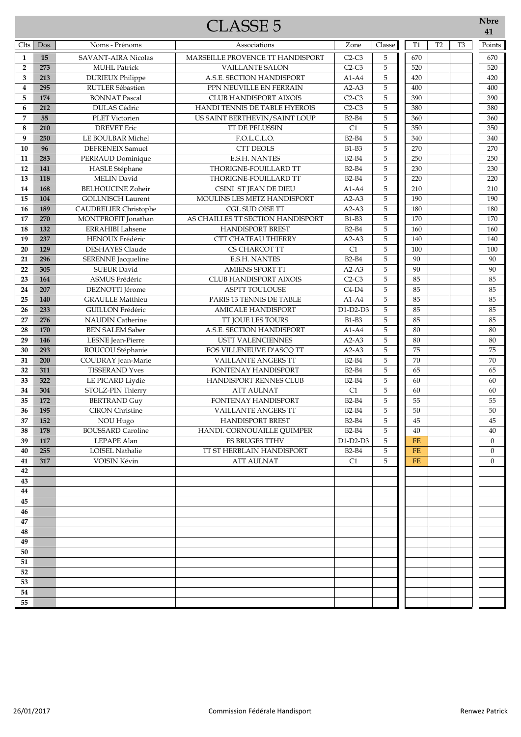# CLASSE 5

Nbre 41

| Clts | Dos. | Noms - Prénoms | Associations | Zone | Classe | T1 | T2 | T3 | Points |
|---|---|---|---|---|---|---|---|---|---|
| 1 | 15 | SAVANT-AIRA Nicolas | MARSEILLE PROVENCE TT HANDISPORT | C2-C3 | 5 | 670 | | | 670 |
| 2 | 273 | MUHL Patrick | VAILLANTE SALON | C2-C3 | 5 | 520 | | | 520 |
| 3 | 213 | DURIEUX Philippe | A.S.E. SECTION HANDISPORT | A1-A4 | 5 | 420 | | | 420 |
| 4 | 295 | RUTLER Sébastien | PPN NEUVILLE EN FERRAIN | A2-A3 | 5 | 400 | | | 400 |
| 5 | 174 | BONNAT Pascal | CLUB HANDISPORT AIXOIS | C2-C3 | 5 | 390 | | | 390 |
| 6 | 212 | DULAS Cédric | HANDI TENNIS DE TABLE HYEROIS | C2-C3 | 5 | 380 | | | 380 |
| 7 | 55 | PLET Victorien | US SAINT BERTHEVIN/SAINT LOUP | B2-B4 | 5 | 360 | | | 360 |
| 8 | 210 | DREVET Eric | TT DE PELUSSIN | C1 | 5 | 350 | | | 350 |
| 9 | 250 | LE BOULBAR Michel | F.O.L.C.L.O. | B2-B4 | 5 | 340 | | | 340 |
| 10 | 96 | DEFRENEIX Samuel | CTT DEOLS | B1-B3 | 5 | 270 | | | 270 |
| 11 | 283 | PERRAUD Dominique | E.S.H. NANTES | B2-B4 | 5 | 250 | | | 250 |
| 12 | 141 | HASLE Stéphane | THORIGNE-FOUILLARD TT | B2-B4 | 5 | 230 | | | 230 |
| 13 | 118 | MELIN David | THORIGNE-FOUILLARD TT | B2-B4 | 5 | 220 | | | 220 |
| 14 | 168 | BELHOUCINE Zoheir | CSINI ST JEAN DE DIEU | A1-A4 | 5 | 210 | | | 210 |
| 15 | 104 | GOLLNISCH Laurent | MOULINS LES METZ HANDISPORT | A2-A3 | 5 | 190 | | | 190 |
| 16 | 189 | CAUDRELIER Christophe | CGL SUD OISE TT | A2-A3 | 5 | 180 | | | 180 |
| 17 | 270 | MONTPROFIT Jonathan | AS CHAILLES TT SECTION HANDISPORT | B1-B3 | 5 | 170 | | | 170 |
| 18 | 132 | ERRAHIBI Lahsene | HANDISPORT BREST | B2-B4 | 5 | 160 | | | 160 |
| 19 | 237 | HENOUX Frédéric | CTT CHATEAU THIERRY | A2-A3 | 5 | 140 | | | 140 |
| 20 | 129 | DESHAYES Claude | CS CHARCOT TT | C1 | 5 | 100 | | | 100 |
| 21 | 296 | SERENNE Jacqueline | E.S.H. NANTES | B2-B4 | 5 | 90 | | | 90 |
| 22 | 305 | SUEUR David | AMIENS SPORT TT | A2-A3 | 5 | 90 | | | 90 |
| 23 | 164 | ASMUS Frédéric | CLUB HANDISPORT AIXOIS | C2-C3 | 5 | 85 | | | 85 |
| 24 | 207 | DEZNOTTI Jérome | ASPTT TOULOUSE | C4-D4 | 5 | 85 | | | 85 |
| 25 | 140 | GRAULLE Matthieu | PARIS 13 TENNIS DE TABLE | A1-A4 | 5 | 85 | | | 85 |
| 26 | 233 | GUILLON Frédéric | AMICALE HANDISPORT | D1-D2-D3 | 5 | 85 | | | 85 |
| 27 | 276 | NAUDIN Catherine | TT JOUE LES TOURS | B1-B3 | 5 | 85 | | | 85 |
| 28 | 170 | BEN SALEM Saber | A.S.E. SECTION HANDISPORT | A1-A4 | 5 | 80 | | | 80 |
| 29 | 146 | LESNE Jean-Pierre | USTT VALENCIENNES | A2-A3 | 5 | 80 | | | 80 |
| 30 | 293 | ROUCOU Stéphanie | FOS VILLENEUVE D'ASCQ TT | A2-A3 | 5 | 75 | | | 75 |
| 31 | 200 | COUDRAY Jean-Marie | VAILLANTE ANGERS TT | B2-B4 | 5 | 70 | | | 70 |
| 32 | 311 | TISSERAND Yves | FONTENAY HANDISPORT | B2-B4 | 5 | 65 | | | 65 |
| 33 | 322 | LE PICARD Liydie | HANDISPORT RENNES CLUB | B2-B4 | 5 | 60 | | | 60 |
| 34 | 304 | STOLZ-PIN Thierry | ATT AULNAT | C1 | 5 | 60 | | | 60 |
| 35 | 172 | BERTRAND Guy | FONTENAY HANDISPORT | B2-B4 | 5 | 55 | | | 55 |
| 36 | 195 | CIRON Christine | VAILLANTE ANGERS TT | B2-B4 | 5 | 50 | | | 50 |
| 37 | 152 | NOU Hugo | HANDISPORT BREST | B2-B4 | 5 | 45 | | | 45 |
| 38 | 178 | BOUSSARD Caroline | HANDI. CORNOUAILLE QUIMPER | B2-B4 | 5 | 40 | | | 40 |
| 39 | 117 | LEPAPE Alan | ES BRUGES TTHV | D1-D2-D3 | 5 | FE | | | 0 |
| 40 | 255 | LOISEL Nathalie | TT ST HERBLAIN HANDISPORT | B2-B4 | 5 | FE | | | 0 |
| 41 | 317 | VOISIN Kévin | ATT AULNAT | C1 | 5 | FE | | | 0 |
| 42 | | | | | | | | | |
| 43 | | | | | | | | | |
| 44 | | | | | | | | | |
| 45 | | | | | | | | | |
| 46 | | | | | | | | | |
| 47 | | | | | | | | | |
| 48 | | | | | | | | | |
| 49 | | | | | | | | | |
| 50 | | | | | | | | | |
| 51 | | | | | | | | | |
| 52 | | | | | | | | | |
| 53 | | | | | | | | | |
| 54 | | | | | | | | | |
| 55 | | | | | | | | | |

26/01/2017 Commission Fédérale Handisport Renwez Patrick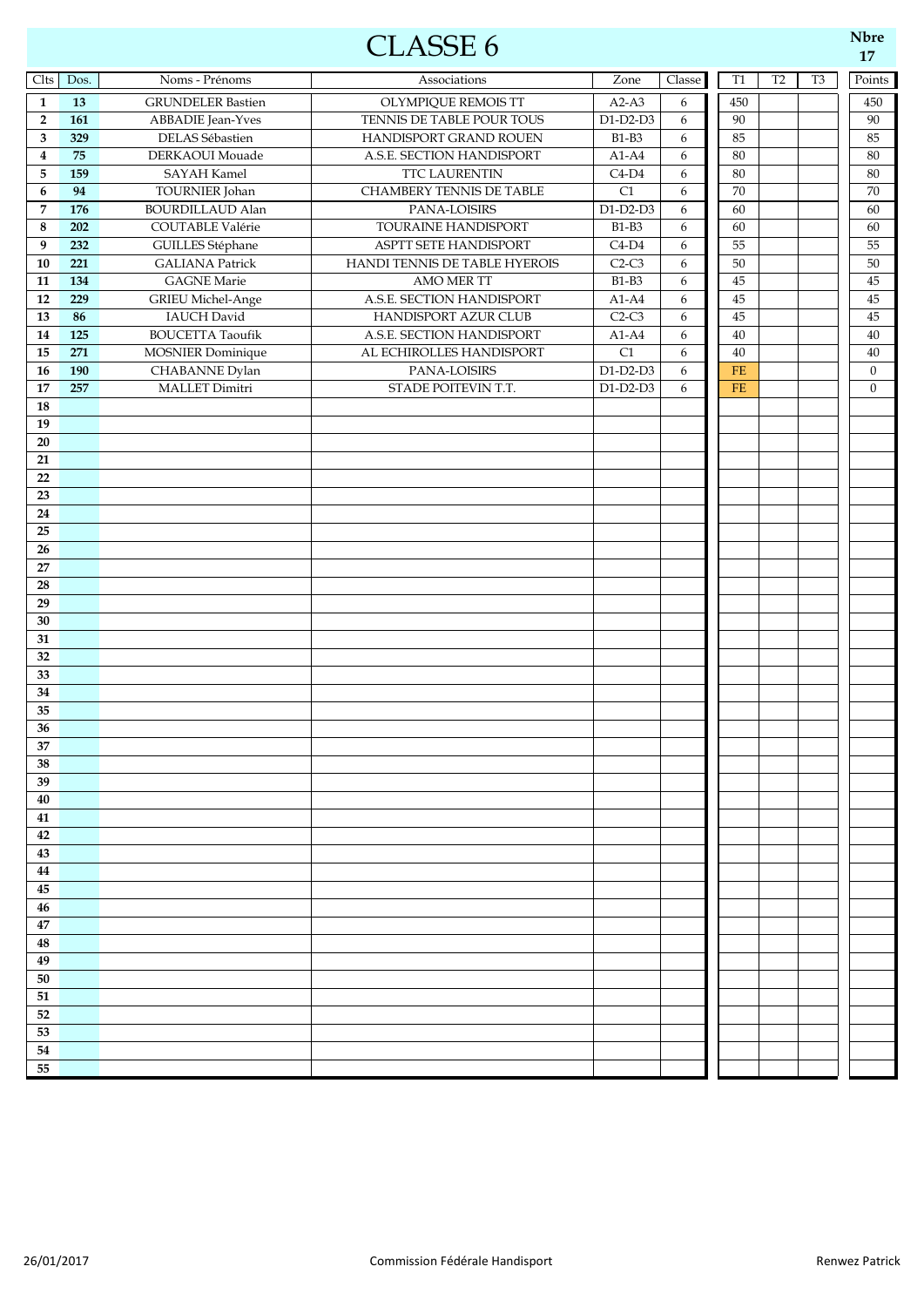# CLASSE 6

Nbre 17

| Clts | Dos. | Noms - Prénoms | Associations | Zone | Classe | T1 | T2 | T3 | Points |
|---|---|---|---|---|---|---|---|---|---|
| 1 | 13 | GRUNDELER Bastien | OLYMPIQUE REMOIS TT | A2-A3 | 6 | 450 | | | 450 |
| 2 | 161 | ABBADIE Jean-Yves | TENNIS DE TABLE POUR TOUS | D1-D2-D3 | 6 | 90 | | | 90 |
| 3 | 329 | DELAS Sébastien | HANDISPORT GRAND ROUEN | B1-B3 | 6 | 85 | | | 85 |
| 4 | 75 | DERKAOUI Mouade | A.S.E. SECTION HANDISPORT | A1-A4 | 6 | 80 | | | 80 |
| 5 | 159 | SAYAH Kamel | TTC LAURENTIN | C4-D4 | 6 | 80 | | | 80 |
| 6 | 94 | TOURNIER Johan | CHAMBERY TENNIS DE TABLE | C1 | 6 | 70 | | | 70 |
| 7 | 176 | BOURDILLAUD Alan | PANA-LOISIRS | D1-D2-D3 | 6 | 60 | | | 60 |
| 8 | 202 | COUTABLE Valérie | TOURAINE HANDISPORT | B1-B3 | 6 | 60 | | | 60 |
| 9 | 232 | GUILLES Stéphane | ASPTT SETE HANDISPORT | C4-D4 | 6 | 55 | | | 55 |
| 10 | 221 | GALIANA Patrick | HANDI TENNIS DE TABLE HYEROIS | C2-C3 | 6 | 50 | | | 50 |
| 11 | 134 | GAGNE Marie | AMO MER TT | B1-B3 | 6 | 45 | | | 45 |
| 12 | 229 | GRIEU Michel-Ange | A.S.E. SECTION HANDISPORT | A1-A4 | 6 | 45 | | | 45 |
| 13 | 86 | IAUCH David | HANDISPORT AZUR CLUB | C2-C3 | 6 | 45 | | | 45 |
| 14 | 125 | BOUCETTA Taoufik | A.S.E. SECTION HANDISPORT | A1-A4 | 6 | 40 | | | 40 |
| 15 | 271 | MOSNIER Dominique | AL ECHIROLLES HANDISPORT | C1 | 6 | 40 | | | 40 |
| 16 | 190 | CHABANNE Dylan | PANA-LOISIRS | D1-D2-D3 | 6 | FE | | | 0 |
| 17 | 257 | MALLET Dimitri | STADE POITEVIN T.T. | D1-D2-D3 | 6 | FE | | | 0 |
| 18 | | | | | | | | | |
| 19 | | | | | | | | | |
| 20 | | | | | | | | | |
| 21 | | | | | | | | | |
| 22 | | | | | | | | | |
| 23 | | | | | | | | | |
| 24 | | | | | | | | | |
| 25 | | | | | | | | | |
| 26 | | | | | | | | | |
| 27 | | | | | | | | | |
| 28 | | | | | | | | | |
| 29 | | | | | | | | | |
| 30 | | | | | | | | | |
| 31 | | | | | | | | | |
| 32 | | | | | | | | | |
| 33 | | | | | | | | | |
| 34 | | | | | | | | | |
| 35 | | | | | | | | | |
| 36 | | | | | | | | | |
| 37 | | | | | | | | | |
| 38 | | | | | | | | | |
| 39 | | | | | | | | | |
| 40 | | | | | | | | | |
| 41 | | | | | | | | | |
| 42 | | | | | | | | | |
| 43 | | | | | | | | | |
| 44 | | | | | | | | | |
| 45 | | | | | | | | | |
| 46 | | | | | | | | | |
| 47 | | | | | | | | | |
| 48 | | | | | | | | | |
| 49 | | | | | | | | | |
| 50 | | | | | | | | | |
| 51 | | | | | | | | | |
| 52 | | | | | | | | | |
| 53 | | | | | | | | | |
| 54 | | | | | | | | | |
| 55 | | | | | | | | | |

26/01/2017 Commission Fédérale Handisport Renwez Patrick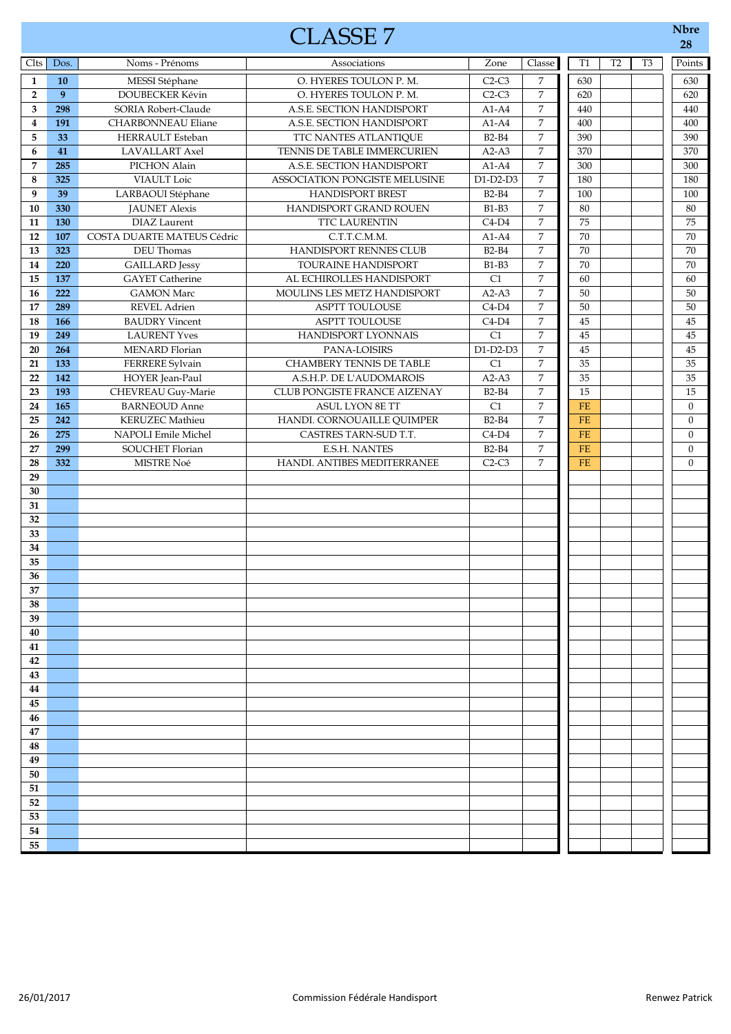# CLASSE 7

**Nbre 28**

| Clts | Dos. | Noms - Prénoms | Associations | Zone | Classe | T1 | T2 | T3 | Points |
|---|---|---|---|---|---|---|---|---|---|
| 1 | 10 | MESSI Stéphane | O. HYERES TOULON P. M. | C2-C3 | 7 | 630 | | | 630 |
| 2 | 9 | DOUBECKER Kévin | O. HYERES TOULON P. M. | C2-C3 | 7 | 620 | | | 620 |
| 3 | 298 | SORIA Robert-Claude | A.S.E. SECTION HANDISPORT | A1-A4 | 7 | 440 | | | 440 |
| 4 | 191 | CHARBONNEAU Eliane | A.S.E. SECTION HANDISPORT | A1-A4 | 7 | 400 | | | 400 |
| 5 | 33 | HERRAULT Esteban | TTC NANTES ATLANTIQUE | B2-B4 | 7 | 390 | | | 390 |
| 6 | 41 | LAVALLART Axel | TENNIS DE TABLE IMMERCURIEN | A2-A3 | 7 | 370 | | | 370 |
| 7 | 285 | PICHON Alain | A.S.E. SECTION HANDISPORT | A1-A4 | 7 | 300 | | | 300 |
| 8 | 325 | VIAULT Loic | ASSOCIATION PONGISTE MELUSINE | D1-D2-D3 | 7 | 180 | | | 180 |
| 9 | 39 | LARBAOUI Stéphane | HANDISPORT BREST | B2-B4 | 7 | 100 | | | 100 |
| 10 | 330 | JAUNET Alexis | HANDISPORT GRAND ROUEN | B1-B3 | 7 | 80 | | | 80 |
| 11 | 130 | DIAZ Laurent | TTC LAURENTIN | C4-D4 | 7 | 75 | | | 75 |
| 12 | 107 | COSTA DUARTE MATEUS Cédric | C.T.T.C.M.M. | A1-A4 | 7 | 70 | | | 70 |
| 13 | 323 | DEU Thomas | HANDISPORT RENNES CLUB | B2-B4 | 7 | 70 | | | 70 |
| 14 | 220 | GAILLARD Jessy | TOURAINE HANDISPORT | B1-B3 | 7 | 70 | | | 70 |
| 15 | 137 | GAYET Catherine | AL ECHIROLLES HANDISPORT | C1 | 7 | 60 | | | 60 |
| 16 | 222 | GAMON Marc | MOULINS LES METZ HANDISPORT | A2-A3 | 7 | 50 | | | 50 |
| 17 | 289 | REVEL Adrien | ASPTT TOULOUSE | C4-D4 | 7 | 50 | | | 50 |
| 18 | 166 | BAUDRY Vincent | ASPTT TOULOUSE | C4-D4 | 7 | 45 | | | 45 |
| 19 | 249 | LAURENT Yves | HANDISPORT LYONNAIS | C1 | 7 | 45 | | | 45 |
| 20 | 264 | MENARD Florian | PANA-LOISIRS | D1-D2-D3 | 7 | 45 | | | 45 |
| 21 | 133 | FERRERE Sylvain | CHAMBERY TENNIS DE TABLE | C1 | 7 | 35 | | | 35 |
| 22 | 142 | HOYER Jean-Paul | A.S.H.P. DE L'AUDOMAROIS | A2-A3 | 7 | 35 | | | 35 |
| 23 | 193 | CHEVREAU Guy-Marie | CLUB PONGISTE FRANCE AIZENAY | B2-B4 | 7 | 15 | | | 15 |
| 24 | 165 | BARNEOUD Anne | ASUL LYON 8E TT | C1 | 7 | FE | | | 0 |
| 25 | 242 | KERUZEC Mathieu | HANDI. CORNOUAILLE QUIMPER | B2-B4 | 7 | FE | | | 0 |
| 26 | 275 | NAPOLI Emile Michel | CASTRES TARN-SUD T.T. | C4-D4 | 7 | FE | | | 0 |
| 27 | 299 | SOUCHET Florian | E.S.H. NANTES | B2-B4 | 7 | FE | | | 0 |
| 28 | 332 | MISTRE Noé | HANDI. ANTIBES MEDITERRANEE | C2-C3 | 7 | FE | | | 0 |
| 29 | | | | | | | | | |
| 30 | | | | | | | | | |
| 31 | | | | | | | | | |
| 32 | | | | | | | | | |
| 33 | | | | | | | | | |
| 34 | | | | | | | | | |
| 35 | | | | | | | | | |
| 36 | | | | | | | | | |
| 37 | | | | | | | | | |
| 38 | | | | | | | | | |
| 39 | | | | | | | | | |
| 40 | | | | | | | | | |
| 41 | | | | | | | | | |
| 42 | | | | | | | | | |
| 43 | | | | | | | | | |
| 44 | | | | | | | | | |
| 45 | | | | | | | | | |
| 46 | | | | | | | | | |
| 47 | | | | | | | | | |
| 48 | | | | | | | | | |
| 49 | | | | | | | | | |
| 50 | | | | | | | | | |
| 51 | | | | | | | | | |
| 52 | | | | | | | | | |
| 53 | | | | | | | | | |
| 54 | | | | | | | | | |
| 55 | | | | | | | | | |

26/01/2017 — Commission Fédérale Handisport — Renwez Patrick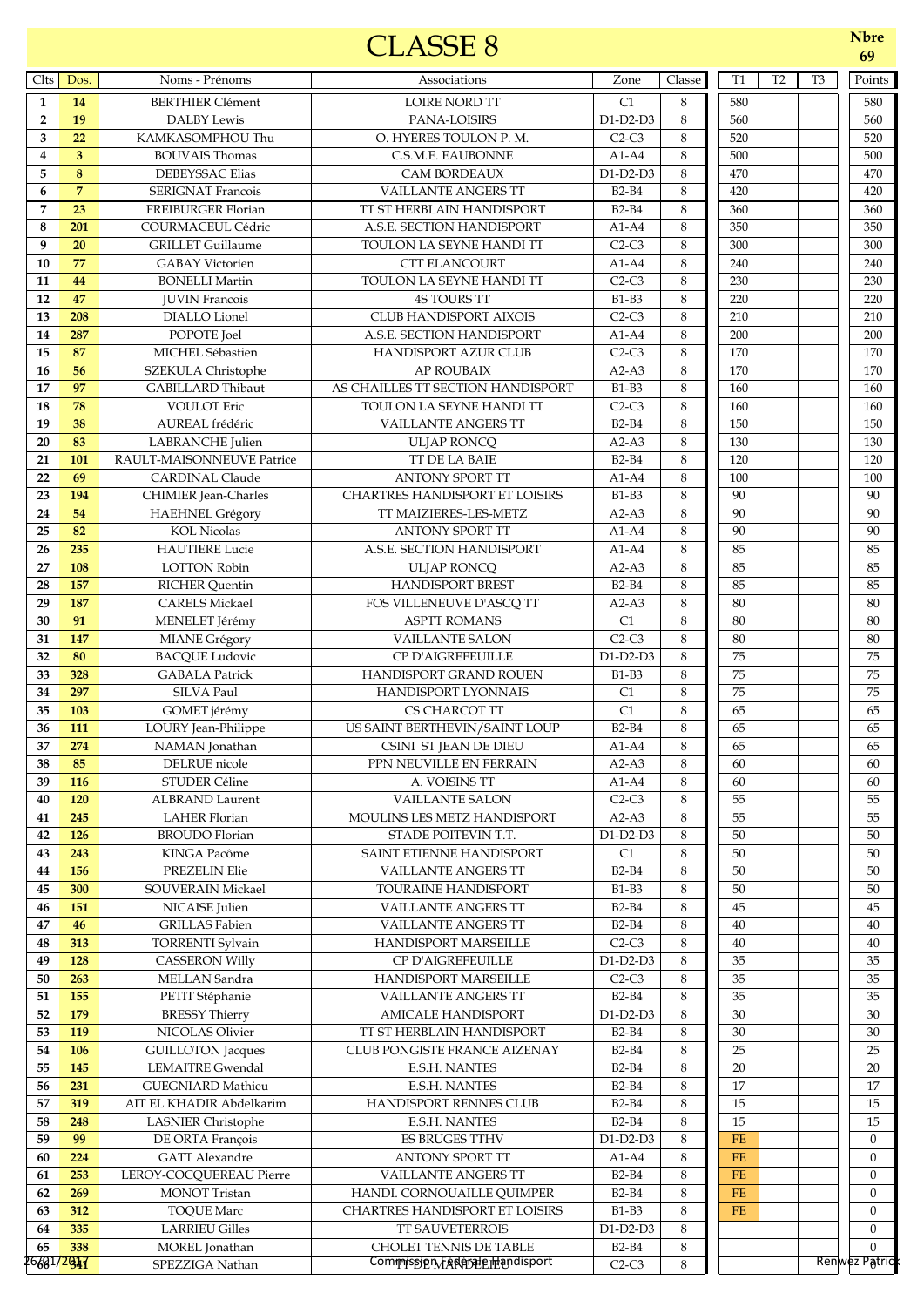# CLASSE 8

**Nbre 69**

| Clts | Dos. | Noms - Prénoms | Associations | Zone | Classe | T1 | T2 | T3 | Points |
|---|---|---|---|---|---|---|---|---|---|
| 1 | 14 | BERTHIER Clément | LOIRE NORD TT | C1 | 8 | 580 | | | 580 |
| 2 | 19 | DALBY Lewis | PANA-LOISIRS | D1-D2-D3 | 8 | 560 | | | 560 |
| 3 | 22 | KAMKASOMPHOU Thu | O. HYERES TOULON P. M. | C2-C3 | 8 | 520 | | | 520 |
| 4 | 3 | BOUVAIS Thomas | C.S.M.E. EAUBONNE | A1-A4 | 8 | 500 | | | 500 |
| 5 | 8 | DEBEYSSAC Elias | CAM BORDEAUX | D1-D2-D3 | 8 | 470 | | | 470 |
| 6 | 7 | SERIGNAT Francois | VAILLANTE ANGERS TT | B2-B4 | 8 | 420 | | | 420 |
| 7 | 23 | FREIBURGER Florian | TT ST HERBLAIN HANDISPORT | B2-B4 | 8 | 360 | | | 360 |
| 8 | 201 | COURMACEUL Cédric | A.S.E. SECTION HANDISPORT | A1-A4 | 8 | 350 | | | 350 |
| 9 | 20 | GRILLET Guillaume | TOULON LA SEYNE HANDI TT | C2-C3 | 8 | 300 | | | 300 |
| 10 | 77 | GABAY Victorien | CTT ELANCOURT | A1-A4 | 8 | 240 | | | 240 |
| 11 | 44 | BONELLI Martin | TOULON LA SEYNE HANDI TT | C2-C3 | 8 | 230 | | | 230 |
| 12 | 47 | JUVIN Francois | 4S TOURS TT | B1-B3 | 8 | 220 | | | 220 |
| 13 | 208 | DIALLO Lionel | CLUB HANDISPORT AIXOIS | C2-C3 | 8 | 210 | | | 210 |
| 14 | 287 | POPOTE Joel | A.S.E. SECTION HANDISPORT | A1-A4 | 8 | 200 | | | 200 |
| 15 | 87 | MICHEL Sébastien | HANDISPORT AZUR CLUB | C2-C3 | 8 | 170 | | | 170 |
| 16 | 56 | SZEKULA Christophe | AP ROUBAIX | A2-A3 | 8 | 170 | | | 170 |
| 17 | 97 | GABILLARD Thibaut | AS CHAILLES TT SECTION HANDISPORT | B1-B3 | 8 | 160 | | | 160 |
| 18 | 78 | VOULOT Eric | TOULON LA SEYNE HANDI TT | C2-C3 | 8 | 160 | | | 160 |
| 19 | 38 | AUREAL frédéric | VAILLANTE ANGERS TT | B2-B4 | 8 | 150 | | | 150 |
| 20 | 83 | LABRANCHE Julien | ULJAP RONCQ | A2-A3 | 8 | 130 | | | 130 |
| 21 | 101 | RAULT-MAISONNEUVE Patrice | TT DE LA BAIE | B2-B4 | 8 | 120 | | | 120 |
| 22 | 69 | CARDINAL Claude | ANTONY SPORT TT | A1-A4 | 8 | 100 | | | 100 |
| 23 | 194 | CHIMIER Jean-Charles | CHARTRES HANDISPORT ET LOISIRS | B1-B3 | 8 | 90 | | | 90 |
| 24 | 54 | HAEHNEL Grégory | TT MAIZIERES-LES-METZ | A2-A3 | 8 | 90 | | | 90 |
| 25 | 82 | KOL Nicolas | ANTONY SPORT TT | A1-A4 | 8 | 90 | | | 90 |
| 26 | 235 | HAUTIERE Lucie | A.S.E. SECTION HANDISPORT | A1-A4 | 8 | 85 | | | 85 |
| 27 | 108 | LOTTON Robin | ULJAP RONCQ | A2-A3 | 8 | 85 | | | 85 |
| 28 | 157 | RICHER Quentin | HANDISPORT BREST | B2-B4 | 8 | 85 | | | 85 |
| 29 | 187 | CARELS Mickael | FOS VILLENEUVE D'ASCQ TT | A2-A3 | 8 | 80 | | | 80 |
| 30 | 91 | MENELET Jérémy | ASPTT ROMANS | C1 | 8 | 80 | | | 80 |
| 31 | 147 | MIANE Grégory | VAILLANTE SALON | C2-C3 | 8 | 80 | | | 80 |
| 32 | 80 | BACQUE Ludovic | CP D'AIGREFEUILLE | D1-D2-D3 | 8 | 75 | | | 75 |
| 33 | 328 | GABALA Patrick | HANDISPORT GRAND ROUEN | B1-B3 | 8 | 75 | | | 75 |
| 34 | 297 | SILVA Paul | HANDISPORT LYONNAIS | C1 | 8 | 75 | | | 75 |
| 35 | 103 | GOMET jérémy | CS CHARCOT TT | C1 | 8 | 65 | | | 65 |
| 36 | 111 | LOURY Jean-Philippe | US SAINT BERTHEVIN/SAINT LOUP | B2-B4 | 8 | 65 | | | 65 |
| 37 | 274 | NAMAN Jonathan | CSINI ST JEAN DE DIEU | A1-A4 | 8 | 65 | | | 65 |
| 38 | 85 | DELRUE nicole | PPN NEUVILLE EN FERRAIN | A2-A3 | 8 | 60 | | | 60 |
| 39 | 116 | STUDER Céline | A. VOISINS TT | A1-A4 | 8 | 60 | | | 60 |
| 40 | 120 | ALBRAND Laurent | VAILLANTE SALON | C2-C3 | 8 | 55 | | | 55 |
| 41 | 245 | LAHER Florian | MOULINS LES METZ HANDISPORT | A2-A3 | 8 | 55 | | | 55 |
| 42 | 126 | BROUDO Florian | STADE POITEVIN T.T. | D1-D2-D3 | 8 | 50 | | | 50 |
| 43 | 243 | KINGA Pacôme | SAINT ETIENNE HANDISPORT | C1 | 8 | 50 | | | 50 |
| 44 | 156 | PREZELIN Elie | VAILLANTE ANGERS TT | B2-B4 | 8 | 50 | | | 50 |
| 45 | 300 | SOUVERAIN Mickael | TOURAINE HANDISPORT | B1-B3 | 8 | 50 | | | 50 |
| 46 | 151 | NICAISE Julien | VAILLANTE ANGERS TT | B2-B4 | 8 | 45 | | | 45 |
| 47 | 46 | GRILLAS Fabien | VAILLANTE ANGERS TT | B2-B4 | 8 | 40 | | | 40 |
| 48 | 313 | TORRENTI Sylvain | HANDISPORT MARSEILLE | C2-C3 | 8 | 40 | | | 40 |
| 49 | 128 | CASSERON Willy | CP D'AIGREFEUILLE | D1-D2-D3 | 8 | 35 | | | 35 |
| 50 | 263 | MELLAN Sandra | HANDISPORT MARSEILLE | C2-C3 | 8 | 35 | | | 35 |
| 51 | 155 | PETIT Stéphanie | VAILLANTE ANGERS TT | B2-B4 | 8 | 35 | | | 35 |
| 52 | 179 | BRESSY Thierry | AMICALE HANDISPORT | D1-D2-D3 | 8 | 30 | | | 30 |
| 53 | 119 | NICOLAS Olivier | TT ST HERBLAIN HANDISPORT | B2-B4 | 8 | 30 | | | 30 |
| 54 | 106 | GUILLOTON Jacques | CLUB PONGISTE FRANCE AIZENAY | B2-B4 | 8 | 25 | | | 25 |
| 55 | 145 | LEMAITRE Gwendal | E.S.H. NANTES | B2-B4 | 8 | 20 | | | 20 |
| 56 | 231 | GUEGNIARD Mathieu | E.S.H. NANTES | B2-B4 | 8 | 17 | | | 17 |
| 57 | 319 | AIT EL KHADIR Abdelkarim | HANDISPORT RENNES CLUB | B2-B4 | 8 | 15 | | | 15 |
| 58 | 248 | LASNIER Christophe | E.S.H. NANTES | B2-B4 | 8 | 15 | | | 15 |
| 59 | 99 | DE ORTA François | ES BRUGES TTHV | D1-D2-D3 | 8 | FE | | | 0 |
| 60 | 224 | GATT Alexandre | ANTONY SPORT TT | A1-A4 | 8 | FE | | | 0 |
| 61 | 253 | LEROY-COCQUEREAU Pierre | VAILLANTE ANGERS TT | B2-B4 | 8 | FE | | | 0 |
| 62 | 269 | MONOT Tristan | HANDI. CORNOUAILLE QUIMPER | B2-B4 | 8 | FE | | | 0 |
| 63 | 312 | TOQUE Marc | CHARTRES HANDISPORT ET LOISIRS | B1-B3 | 8 | FE | | | 0 |
| 64 | 335 | LARRIEU Gilles | TT SAUVETERROIS | D1-D2-D3 | 8 | | | | 0 |
| 65 | 338 | MOREL Jonathan | CHOLET TENNIS DE TABLE | B2-B4 | 8 | | | | 0 |
| 66 | 341 | SPEZZIGA Nathan | TT DE MARDELLEU | C2-C3 | 8 | | | | 0 |

26/01/2017 — Commission Fédérale Handisport — Renwez Patrick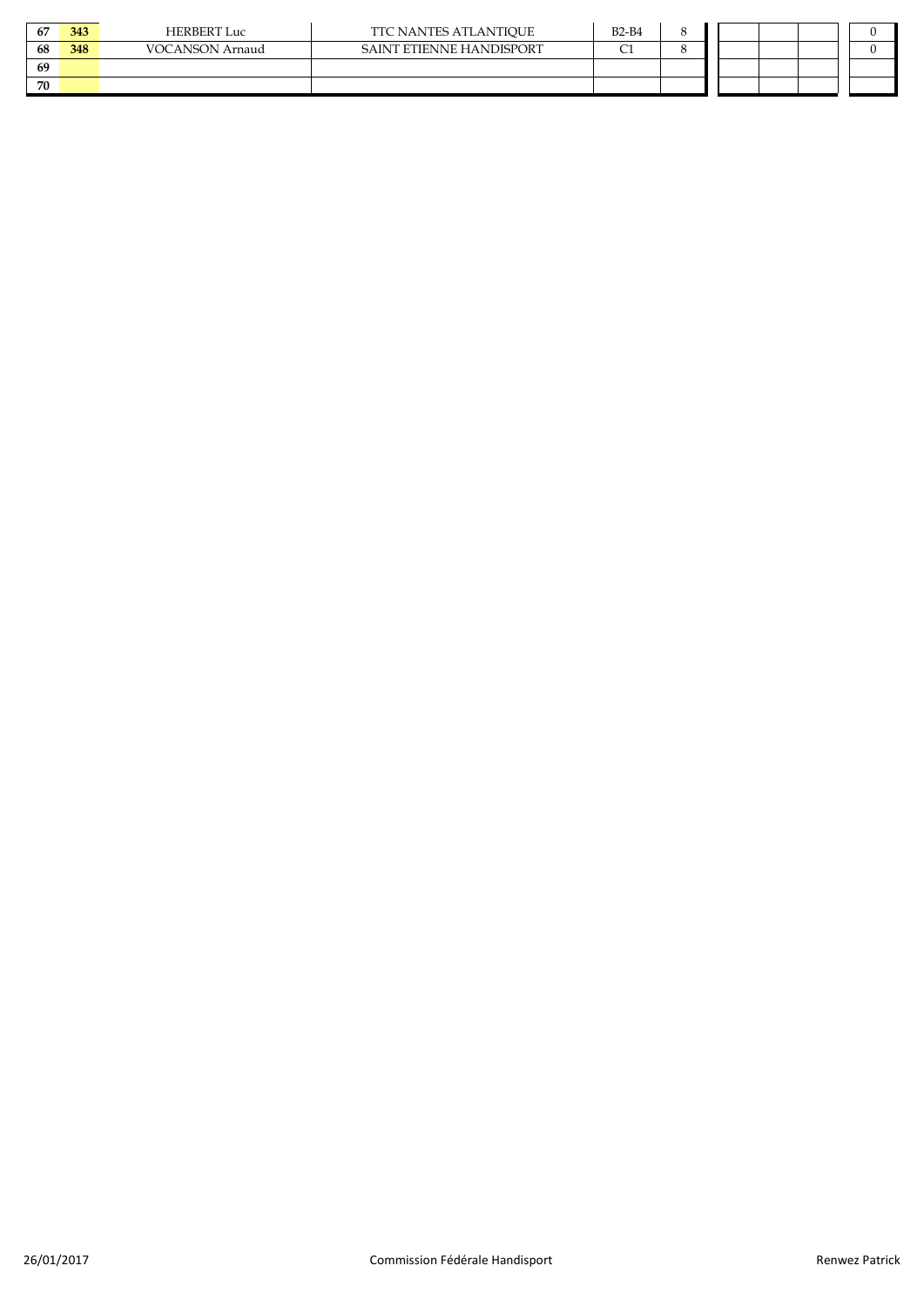| | | | | | | | | | | |
|---|---|---|---|---|---|---|---|---|---|---|
| 67 | 343 | HERBERT Luc | TTC NANTES ATLANTIQUE | B2-B4 | 8 | | | | | 0 |
| 68 | 348 | VOCANSON Arnaud | SAINT ETIENNE HANDISPORT | C1 | 8 | | | | | 0 |
| 69 | | | | | | | | | | |
| 70 | | | | | | | | | | |

26/01/2017 Commission Fédérale Handisport Renwez Patrick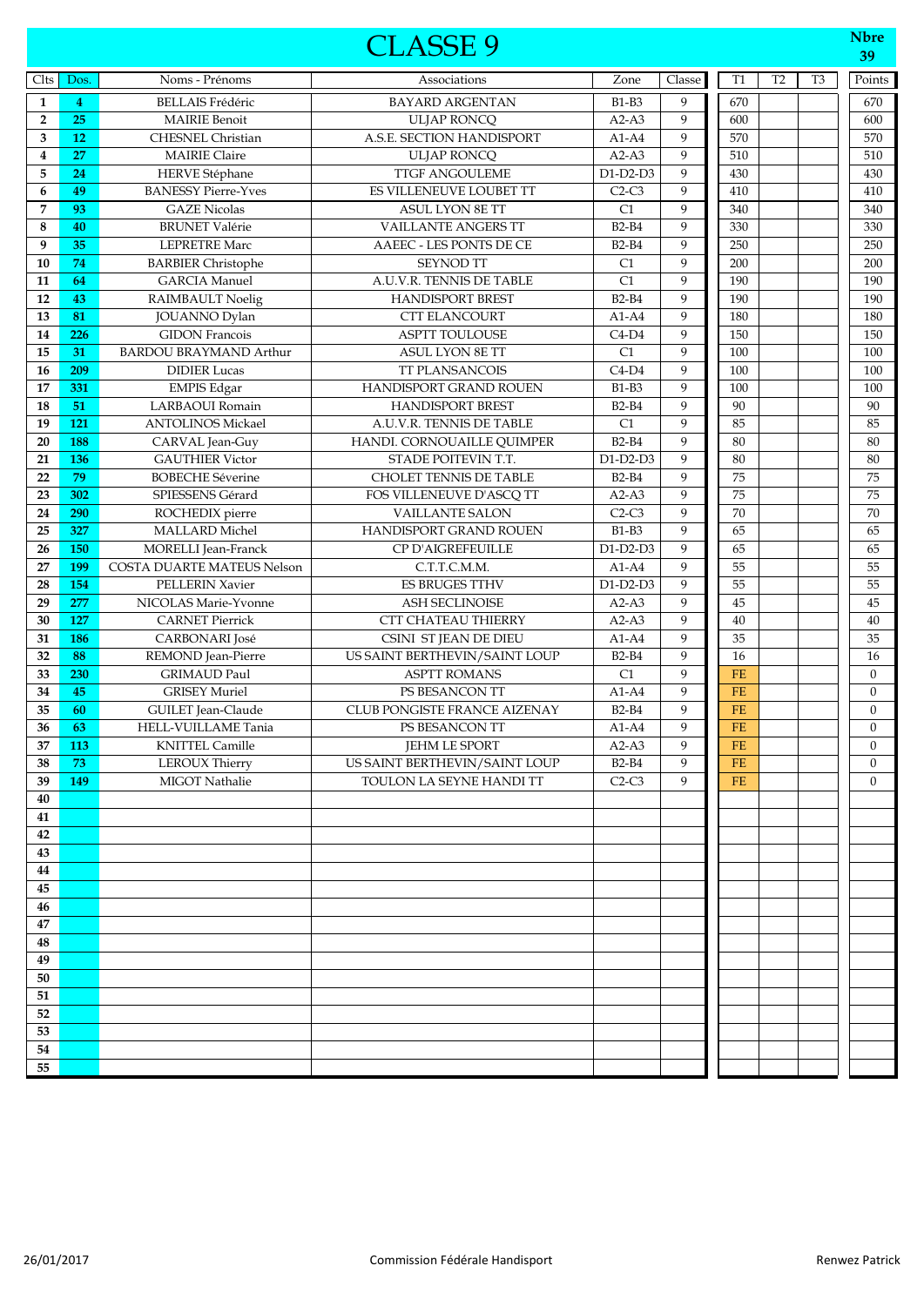# CLASSE 9

Nbre 39

| Clts | Dos. | Noms - Prénoms | Associations | Zone | Classe | T1 | T2 | T3 | Points |
|---|---|---|---|---|---|---|---|---|---|
| 1 | 4 | BELLAIS Frédéric | BAYARD ARGENTAN | B1-B3 | 9 | 670 | | | 670 |
| 2 | 25 | MAIRIE Benoit | ULJAP RONCQ | A2-A3 | 9 | 600 | | | 600 |
| 3 | 12 | CHESNEL Christian | A.S.E. SECTION HANDISPORT | A1-A4 | 9 | 570 | | | 570 |
| 4 | 27 | MAIRIE Claire | ULJAP RONCQ | A2-A3 | 9 | 510 | | | 510 |
| 5 | 24 | HERVE Stéphane | TTGF ANGOULEME | D1-D2-D3 | 9 | 430 | | | 430 |
| 6 | 49 | BANESSY Pierre-Yves | ES VILLENEUVE LOUBET TT | C2-C3 | 9 | 410 | | | 410 |
| 7 | 93 | GAZE Nicolas | ASUL LYON 8E TT | C1 | 9 | 340 | | | 340 |
| 8 | 40 | BRUNET Valérie | VAILLANTE ANGERS TT | B2-B4 | 9 | 330 | | | 330 |
| 9 | 35 | LEPRETRE Marc | AAEEC - LES PONTS DE CE | B2-B4 | 9 | 250 | | | 250 |
| 10 | 74 | BARBIER Christophe | SEYNOD TT | C1 | 9 | 200 | | | 200 |
| 11 | 64 | GARCIA Manuel | A.U.V.R. TENNIS DE TABLE | C1 | 9 | 190 | | | 190 |
| 12 | 43 | RAIMBAULT Noelig | HANDISPORT BREST | B2-B4 | 9 | 190 | | | 190 |
| 13 | 81 | JOUANNO Dylan | CTT ELANCOURT | A1-A4 | 9 | 180 | | | 180 |
| 14 | 226 | GIDON Francois | ASPTT TOULOUSE | C4-D4 | 9 | 150 | | | 150 |
| 15 | 31 | BARDOU BRAYMAND Arthur | ASUL LYON 8E TT | C1 | 9 | 100 | | | 100 |
| 16 | 209 | DIDIER Lucas | TT PLANSANCOIS | C4-D4 | 9 | 100 | | | 100 |
| 17 | 331 | EMPIS Edgar | HANDISPORT GRAND ROUEN | B1-B3 | 9 | 100 | | | 100 |
| 18 | 51 | LARBAOUI Romain | HANDISPORT BREST | B2-B4 | 9 | 90 | | | 90 |
| 19 | 121 | ANTOLINOS Mickael | A.U.V.R. TENNIS DE TABLE | C1 | 9 | 85 | | | 85 |
| 20 | 188 | CARVAL Jean-Guy | HANDI. CORNOUAILLE QUIMPER | B2-B4 | 9 | 80 | | | 80 |
| 21 | 136 | GAUTHIER Victor | STADE POITEVIN T.T. | D1-D2-D3 | 9 | 80 | | | 80 |
| 22 | 79 | BOBECHE Séverine | CHOLET TENNIS DE TABLE | B2-B4 | 9 | 75 | | | 75 |
| 23 | 302 | SPIESSENS Gérard | FOS VILLENEUVE D'ASCQ TT | A2-A3 | 9 | 75 | | | 75 |
| 24 | 290 | ROCHEDIX pierre | VAILLANTE SALON | C2-C3 | 9 | 70 | | | 70 |
| 25 | 327 | MALLARD Michel | HANDISPORT GRAND ROUEN | B1-B3 | 9 | 65 | | | 65 |
| 26 | 150 | MORELLI Jean-Franck | CP D'AIGREFEUILLE | D1-D2-D3 | 9 | 65 | | | 65 |
| 27 | 199 | COSTA DUARTE MATEUS Nelson | C.T.T.C.M.M. | A1-A4 | 9 | 55 | | | 55 |
| 28 | 154 | PELLERIN Xavier | ES BRUGES TTHV | D1-D2-D3 | 9 | 55 | | | 55 |
| 29 | 277 | NICOLAS Marie-Yvonne | ASH SECLINOISE | A2-A3 | 9 | 45 | | | 45 |
| 30 | 127 | CARNET Pierrick | CTT CHATEAU THIERRY | A2-A3 | 9 | 40 | | | 40 |
| 31 | 186 | CARBONARI José | CSINI ST JEAN DE DIEU | A1-A4 | 9 | 35 | | | 35 |
| 32 | 88 | REMOND Jean-Pierre | US SAINT BERTHEVIN/SAINT LOUP | B2-B4 | 9 | 16 | | | 16 |
| 33 | 230 | GRIMAUD Paul | ASPTT ROMANS | C1 | 9 | FE | | | 0 |
| 34 | 45 | GRISEY Muriel | PS BESANCON TT | A1-A4 | 9 | FE | | | 0 |
| 35 | 60 | GUILET Jean-Claude | CLUB PONGISTE FRANCE AIZENAY | B2-B4 | 9 | FE | | | 0 |
| 36 | 63 | HELL-VUILLAME Tania | PS BESANCON TT | A1-A4 | 9 | FE | | | 0 |
| 37 | 113 | KNITTEL Camille | JEHM LE SPORT | A2-A3 | 9 | FE | | | 0 |
| 38 | 73 | LEROUX Thierry | US SAINT BERTHEVIN/SAINT LOUP | B2-B4 | 9 | FE | | | 0 |
| 39 | 149 | MIGOT Nathalie | TOULON LA SEYNE HANDI TT | C2-C3 | 9 | FE | | | 0 |
| 40 | | | | | | | | | |
| 41 | | | | | | | | | |
| 42 | | | | | | | | | |
| 43 | | | | | | | | | |
| 44 | | | | | | | | | |
| 45 | | | | | | | | | |
| 46 | | | | | | | | | |
| 47 | | | | | | | | | |
| 48 | | | | | | | | | |
| 49 | | | | | | | | | |
| 50 | | | | | | | | | |
| 51 | | | | | | | | | |
| 52 | | | | | | | | | |
| 53 | | | | | | | | | |
| 54 | | | | | | | | | |
| 55 | | | | | | | | | |

26/01/2017 Commission Fédérale Handisport Renwez Patrick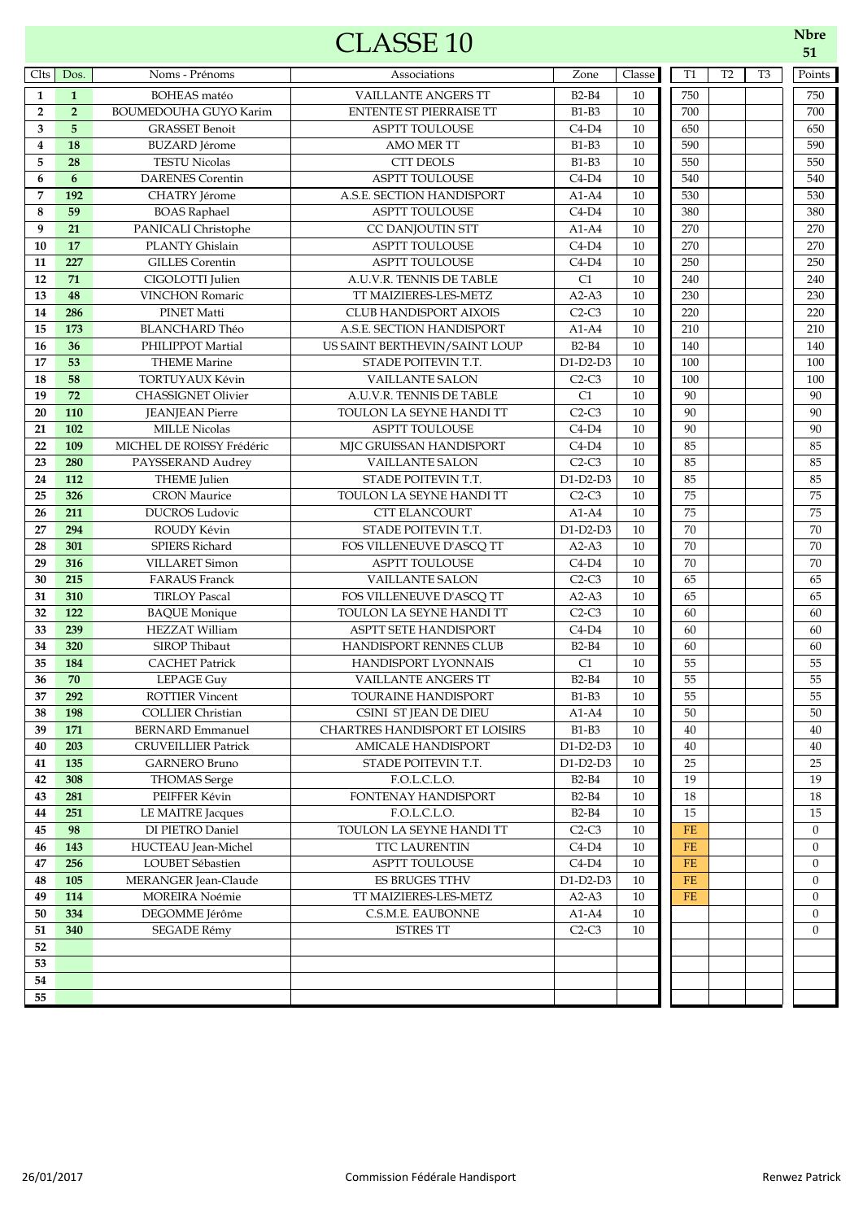# CLASSE 10

Nbre 51

| Clts | Dos. | Noms - Prénoms | Associations | Zone | Classe | T1 | T2 | T3 | Points |
|---|---|---|---|---|---|---|---|---|---|
| 1 | 1 | BOHEAS matéo | VAILLANTE ANGERS TT | B2-B4 | 10 | 750 | | | 750 |
| 2 | 2 | BOUMEDOUHA GUYO Karim | ENTENTE ST PIERRAISE TT | B1-B3 | 10 | 700 | | | 700 |
| 3 | 5 | GRASSET Benoit | ASPTT TOULOUSE | C4-D4 | 10 | 650 | | | 650 |
| 4 | 18 | BUZARD Jérome | AMO MER TT | B1-B3 | 10 | 590 | | | 590 |
| 5 | 28 | TESTU Nicolas | CTT DEOLS | B1-B3 | 10 | 550 | | | 550 |
| 6 | 6 | DARENES Corentin | ASPTT TOULOUSE | C4-D4 | 10 | 540 | | | 540 |
| 7 | 192 | CHATRY Jérome | A.S.E. SECTION HANDISPORT | A1-A4 | 10 | 530 | | | 530 |
| 8 | 59 | BOAS Raphael | ASPTT TOULOUSE | C4-D4 | 10 | 380 | | | 380 |
| 9 | 21 | PANICALI Christophe | CC DANJOUTIN STT | A1-A4 | 10 | 270 | | | 270 |
| 10 | 17 | PLANTY Ghislain | ASPTT TOULOUSE | C4-D4 | 10 | 270 | | | 270 |
| 11 | 227 | GILLES Corentin | ASPTT TOULOUSE | C4-D4 | 10 | 250 | | | 250 |
| 12 | 71 | CIGOLOTTI Julien | A.U.V.R. TENNIS DE TABLE | C1 | 10 | 240 | | | 240 |
| 13 | 48 | VINCHON Romaric | TT MAIZIERES-LES-METZ | A2-A3 | 10 | 230 | | | 230 |
| 14 | 286 | PINET Matti | CLUB HANDISPORT AIXOIS | C2-C3 | 10 | 220 | | | 220 |
| 15 | 173 | BLANCHARD Théo | A.S.E. SECTION HANDISPORT | A1-A4 | 10 | 210 | | | 210 |
| 16 | 36 | PHILIPPOT Martial | US SAINT BERTHEVIN/SAINT LOUP | B2-B4 | 10 | 140 | | | 140 |
| 17 | 53 | THEME Marine | STADE POITEVIN T.T. | D1-D2-D3 | 10 | 100 | | | 100 |
| 18 | 58 | TORTUYAUX Kévin | VAILLANTE SALON | C2-C3 | 10 | 100 | | | 100 |
| 19 | 72 | CHASSIGNET Olivier | A.U.V.R. TENNIS DE TABLE | C1 | 10 | 90 | | | 90 |
| 20 | 110 | JEANJEAN Pierre | TOULON LA SEYNE HANDI TT | C2-C3 | 10 | 90 | | | 90 |
| 21 | 102 | MILLE Nicolas | ASPTT TOULOUSE | C4-D4 | 10 | 90 | | | 90 |
| 22 | 109 | MICHEL DE ROISSY Frédéric | MJC GRUISSAN HANDISPORT | C4-D4 | 10 | 85 | | | 85 |
| 23 | 280 | PAYSSERAND Audrey | VAILLANTE SALON | C2-C3 | 10 | 85 | | | 85 |
| 24 | 112 | THEME Julien | STADE POITEVIN T.T. | D1-D2-D3 | 10 | 85 | | | 85 |
| 25 | 326 | CRON Maurice | TOULON LA SEYNE HANDI TT | C2-C3 | 10 | 75 | | | 75 |
| 26 | 211 | DUCROS Ludovic | CTT ELANCOURT | A1-A4 | 10 | 75 | | | 75 |
| 27 | 294 | ROUDY Kévin | STADE POITEVIN T.T. | D1-D2-D3 | 10 | 70 | | | 70 |
| 28 | 301 | SPIERS Richard | FOS VILLENEUVE D'ASCQ TT | A2-A3 | 10 | 70 | | | 70 |
| 29 | 316 | VILLARET Simon | ASPTT TOULOUSE | C4-D4 | 10 | 70 | | | 70 |
| 30 | 215 | FARAUS Franck | VAILLANTE SALON | C2-C3 | 10 | 65 | | | 65 |
| 31 | 310 | TIRLOY Pascal | FOS VILLENEUVE D'ASCQ TT | A2-A3 | 10 | 65 | | | 65 |
| 32 | 122 | BAQUE Monique | TOULON LA SEYNE HANDI TT | C2-C3 | 10 | 60 | | | 60 |
| 33 | 239 | HEZZAT William | ASPTT SETE HANDISPORT | C4-D4 | 10 | 60 | | | 60 |
| 34 | 320 | SIROP Thibaut | HANDISPORT RENNES CLUB | B2-B4 | 10 | 60 | | | 60 |
| 35 | 184 | CACHET Patrick | HANDISPORT LYONNAIS | C1 | 10 | 55 | | | 55 |
| 36 | 70 | LEPAGE Guy | VAILLANTE ANGERS TT | B2-B4 | 10 | 55 | | | 55 |
| 37 | 292 | ROTTIER Vincent | TOURAINE HANDISPORT | B1-B3 | 10 | 55 | | | 55 |
| 38 | 198 | COLLIER Christian | CSINI ST JEAN DE DIEU | A1-A4 | 10 | 50 | | | 50 |
| 39 | 171 | BERNARD Emmanuel | CHARTRES HANDISPORT ET LOISIRS | B1-B3 | 10 | 40 | | | 40 |
| 40 | 203 | CRUVEILLIER Patrick | AMICALE HANDISPORT | D1-D2-D3 | 10 | 40 | | | 40 |
| 41 | 135 | GARNERO Bruno | STADE POITEVIN T.T. | D1-D2-D3 | 10 | 25 | | | 25 |
| 42 | 308 | THOMAS Serge | F.O.L.C.L.O. | B2-B4 | 10 | 19 | | | 19 |
| 43 | 281 | PEIFFER Kévin | FONTENAY HANDISPORT | B2-B4 | 10 | 18 | | | 18 |
| 44 | 251 | LE MAITRE Jacques | F.O.L.C.L.O. | B2-B4 | 10 | 15 | | | 15 |
| 45 | 98 | DI PIETRO Daniel | TOULON LA SEYNE HANDI TT | C2-C3 | 10 | FE | | | 0 |
| 46 | 143 | HUCTEAU Jean-Michel | TTC LAURENTIN | C4-D4 | 10 | FE | | | 0 |
| 47 | 256 | LOUBET Sébastien | ASPTT TOULOUSE | C4-D4 | 10 | FE | | | 0 |
| 48 | 105 | MERANGER Jean-Claude | ES BRUGES TTHV | D1-D2-D3 | 10 | FE | | | 0 |
| 49 | 114 | MOREIRA Noémie | TT MAIZIERES-LES-METZ | A2-A3 | 10 | FE | | | 0 |
| 50 | 334 | DEGOMME Jérôme | C.S.M.E. EAUBONNE | A1-A4 | 10 | | | | 0 |
| 51 | 340 | SEGADE Rémy | ISTRES TT | C2-C3 | 10 | | | | 0 |
| 52 | | | | | | | | | |
| 53 | | | | | | | | | |
| 54 | | | | | | | | | |
| 55 | | | | | | | | | |

26/01/2017 Commission Fédérale Handisport Renwez Patrick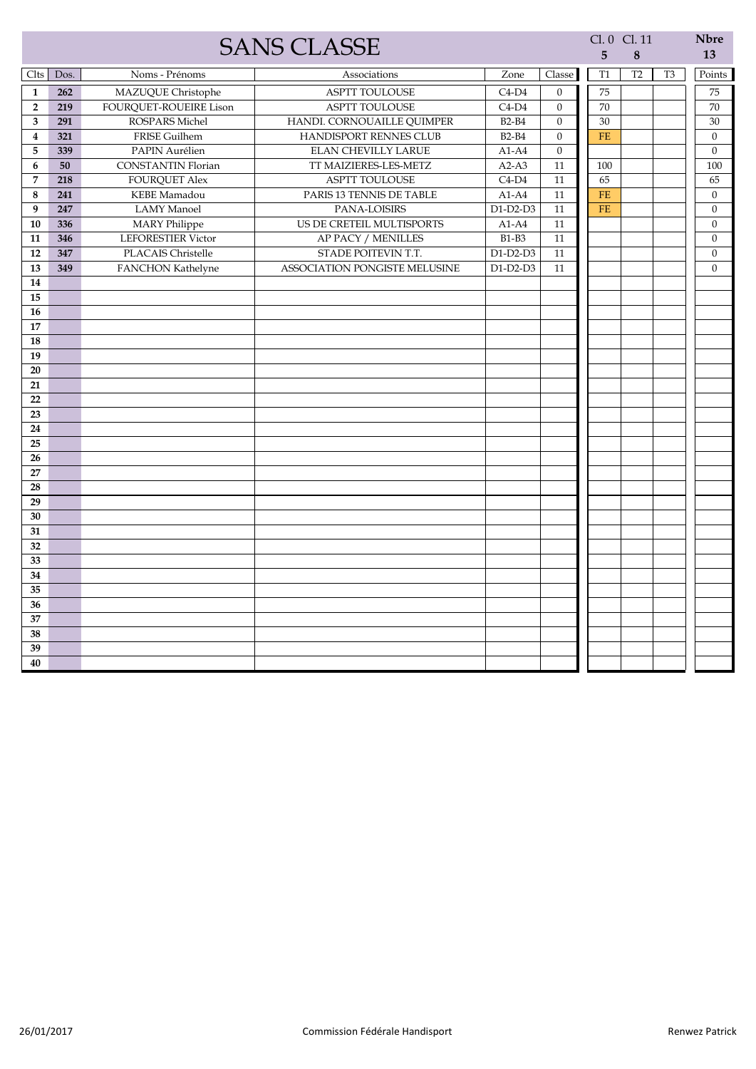# SANS CLASSE

| Cl. 0 | Cl. 11 | Nbre |
|---|---|---|
| 5 | 8 | 13 |

| Clts | Dos. | Noms - Prénoms | Associations | Zone | Classe | T1 | T2 | T3 | Points |
|---|---|---|---|---|---|---|---|---|---|
| 1 | 262 | MAZUQUE Christophe | ASPTT TOULOUSE | C4-D4 | 0 | 75 | | | 75 |
| 2 | 219 | FOURQUET-ROUEIRE Lison | ASPTT TOULOUSE | C4-D4 | 0 | 70 | | | 70 |
| 3 | 291 | ROSPARS Michel | HANDI. CORNOUAILLE QUIMPER | B2-B4 | 0 | 30 | | | 30 |
| 4 | 321 | FRISE Guilhem | HANDISPORT RENNES CLUB | B2-B4 | 0 | FE | | | 0 |
| 5 | 339 | PAPIN Aurélien | ELAN CHEVILLY LARUE | A1-A4 | 0 | | | | 0 |
| 6 | 50 | CONSTANTIN Florian | TT MAIZIERES-LES-METZ | A2-A3 | 11 | 100 | | | 100 |
| 7 | 218 | FOURQUET Alex | ASPTT TOULOUSE | C4-D4 | 11 | 65 | | | 65 |
| 8 | 241 | KEBE Mamadou | PARIS 13 TENNIS DE TABLE | A1-A4 | 11 | FE | | | 0 |
| 9 | 247 | LAMY Manoel | PANA-LOISIRS | D1-D2-D3 | 11 | FE | | | 0 |
| 10 | 336 | MARY Philippe | US DE CRETEIL MULTISPORTS | A1-A4 | 11 | | | | 0 |
| 11 | 346 | LEFORESTIER Victor | AP PACY / MENILLES | B1-B3 | 11 | | | | 0 |
| 12 | 347 | PLACAIS Christelle | STADE POITEVIN T.T. | D1-D2-D3 | 11 | | | | 0 |
| 13 | 349 | FANCHON Kathelyne | ASSOCIATION PONGISTE MELUSINE | D1-D2-D3 | 11 | | | | 0 |
| 14 | | | | | | | | | |
| 15 | | | | | | | | | |
| 16 | | | | | | | | | |
| 17 | | | | | | | | | |
| 18 | | | | | | | | | |
| 19 | | | | | | | | | |
| 20 | | | | | | | | | |
| 21 | | | | | | | | | |
| 22 | | | | | | | | | |
| 23 | | | | | | | | | |
| 24 | | | | | | | | | |
| 25 | | | | | | | | | |
| 26 | | | | | | | | | |
| 27 | | | | | | | | | |
| 28 | | | | | | | | | |
| 29 | | | | | | | | | |
| 30 | | | | | | | | | |
| 31 | | | | | | | | | |
| 32 | | | | | | | | | |
| 33 | | | | | | | | | |
| 34 | | | | | | | | | |
| 35 | | | | | | | | | |
| 36 | | | | | | | | | |
| 37 | | | | | | | | | |
| 38 | | | | | | | | | |
| 39 | | | | | | | | | |
| 40 | | | | | | | | | |

26/01/2017 Commission Fédérale Handisport Renwez Patrick